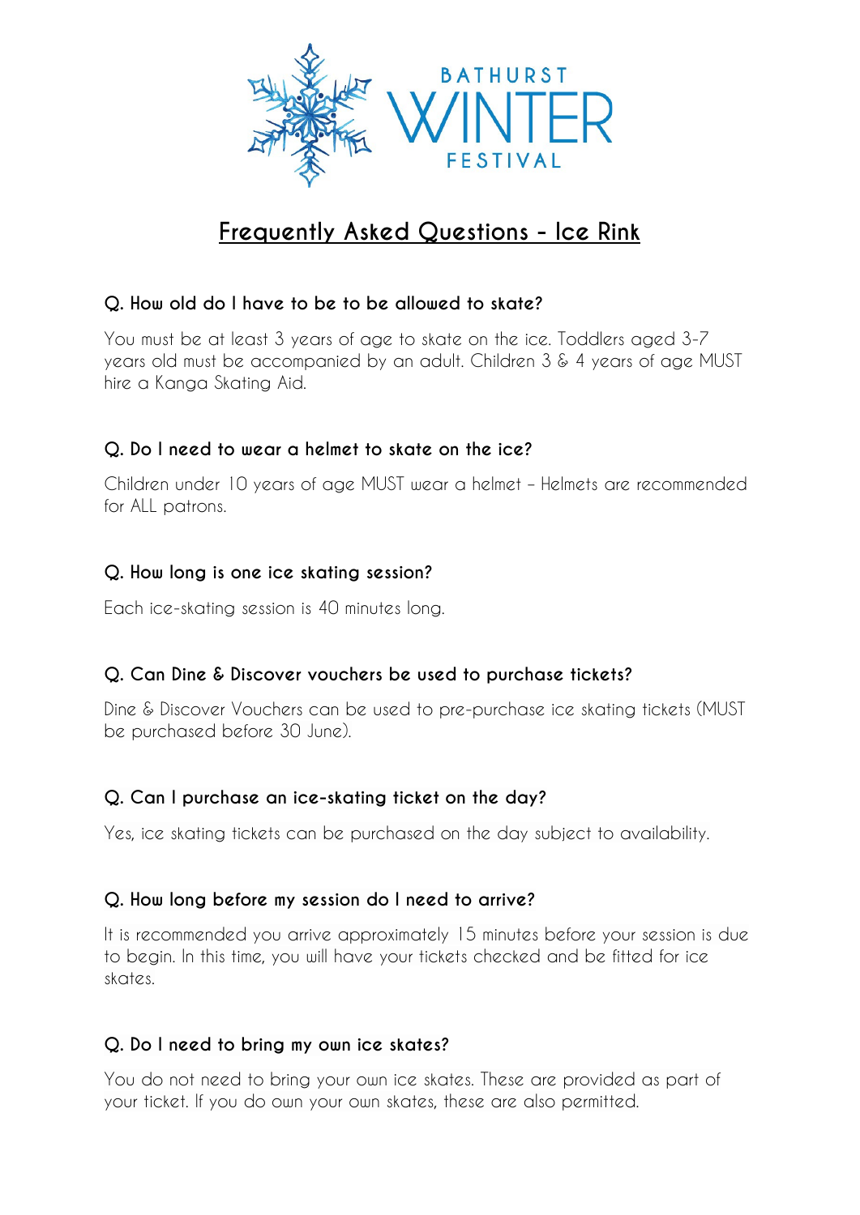BATHURST WINTER FESTIVAL

# Frequently Asked Questions - Ice Rink

**Q. How old do I have to be to be allowed to skate?**

You must be at least 3 years of age to skate on the ice. Toddlers aged 3-7 years old must be accompanied by an adult. Children 3 & 4 years of age MUST hire a Kanga Skating Aid.

**Q. Do I need to wear a helmet to skate on the ice?**

Children under 10 years of age MUST wear a helmet – Helmets are recommended for ALL patrons.

**Q. How long is one ice skating session?**

Each ice-skating session is 40 minutes long.

**Q. Can Dine & Discover vouchers be used to purchase tickets?**

Dine & Discover Vouchers can be used to pre-purchase ice skating tickets (MUST be purchased before 30 June).

**Q. Can I purchase an ice-skating ticket on the day?**

Yes, ice skating tickets can be purchased on the day subject to availability.

**Q. How long before my session do I need to arrive?**

It is recommended you arrive approximately 15 minutes before your session is due to begin. In this time, you will have your tickets checked and be fitted for ice skates.

**Q. Do I need to bring my own ice skates?**

You do not need to bring your own ice skates. These are provided as part of your ticket. If you do own your own skates, these are also permitted.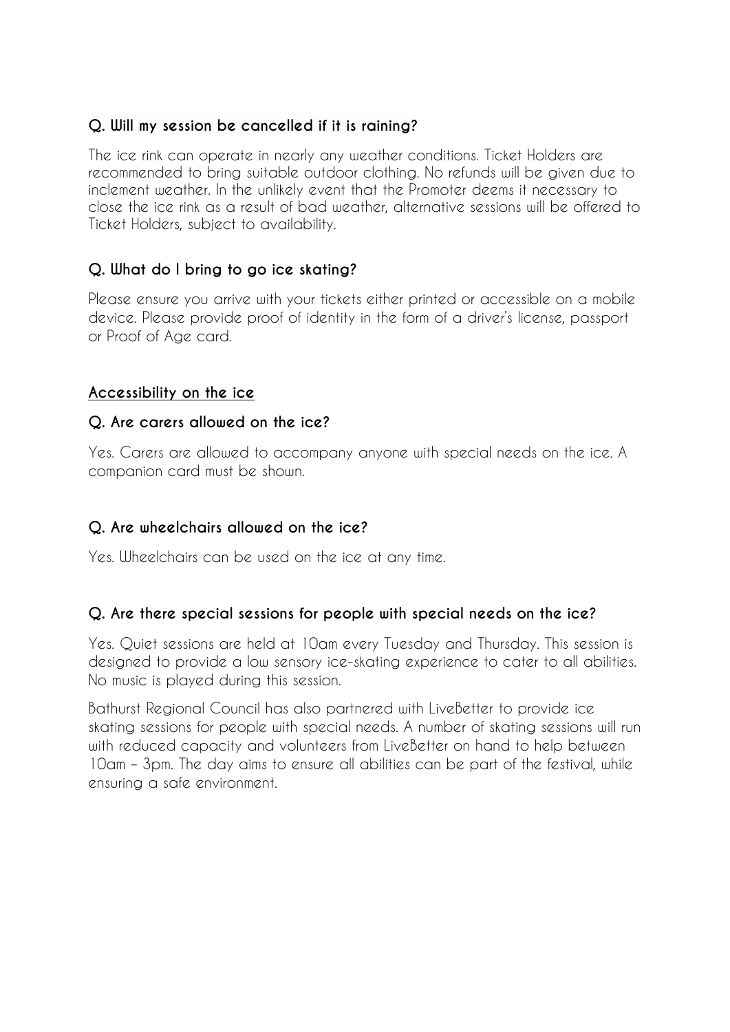**Q. Will my session be cancelled if it is raining?**

The ice rink can operate in nearly any weather conditions. Ticket Holders are recommended to bring suitable outdoor clothing. No refunds will be given due to inclement weather. In the unlikely event that the Promoter deems it necessary to close the ice rink as a result of bad weather, alternative sessions will be offered to Ticket Holders, subject to availability.

**Q. What do I bring to go ice skating?**

Please ensure you arrive with your tickets either printed or accessible on a mobile device. Please provide proof of identity in the form of a driver's license, passport or Proof of Age card.

## Accessibility on the ice

**Q. Are carers allowed on the ice?**

Yes. Carers are allowed to accompany anyone with special needs on the ice. A companion card must be shown.

**Q. Are wheelchairs allowed on the ice?**

Yes. Wheelchairs can be used on the ice at any time.

**Q. Are there special sessions for people with special needs on the ice?**

Yes. Quiet sessions are held at 10am every Tuesday and Thursday. This session is designed to provide a low sensory ice-skating experience to cater to all abilities. No music is played during this session.

Bathurst Regional Council has also partnered with LiveBetter to provide ice skating sessions for people with special needs. A number of skating sessions will run with reduced capacity and volunteers from LiveBetter on hand to help between 10am – 3pm. The day aims to ensure all abilities can be part of the festival, while ensuring a safe environment.